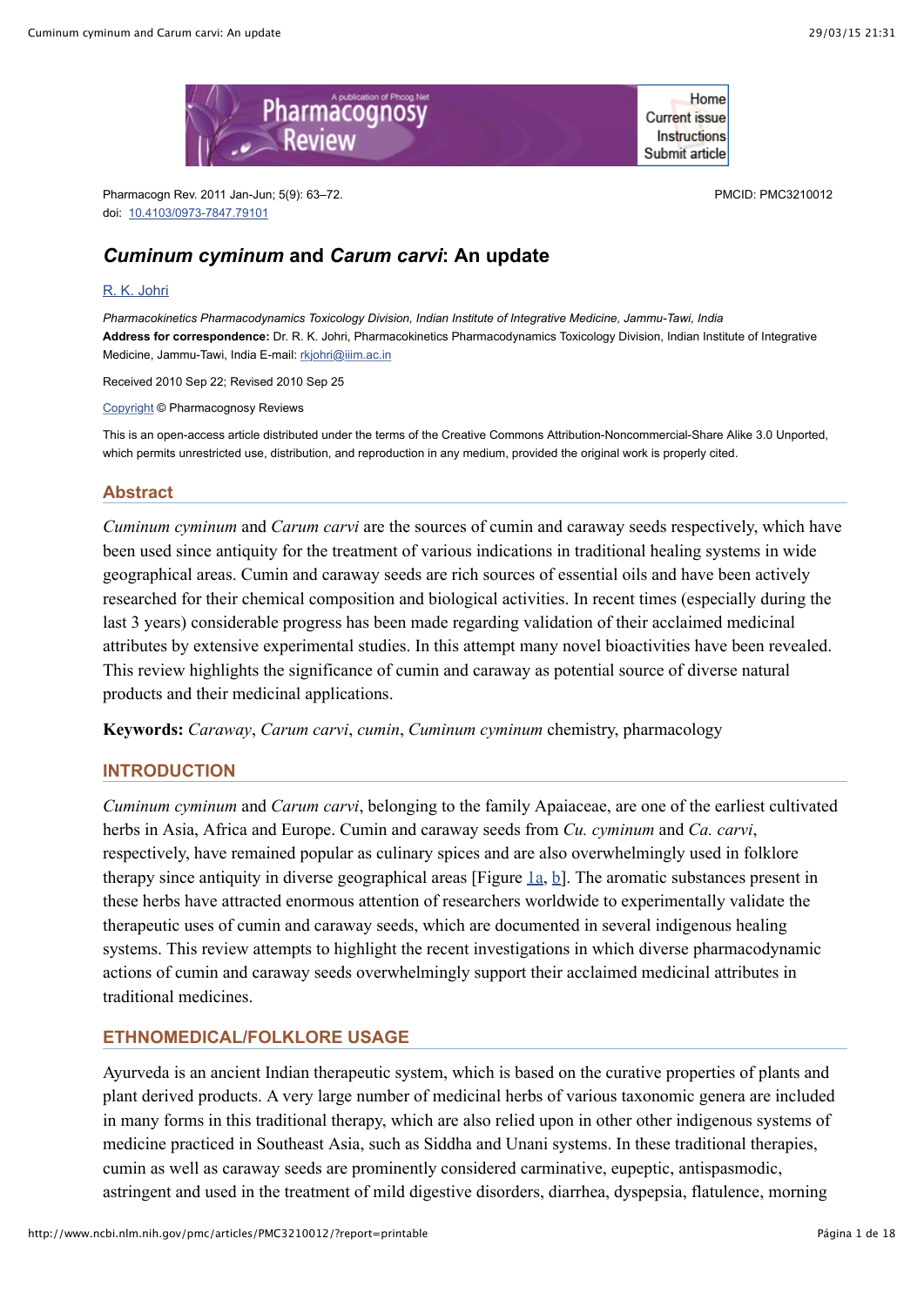Pharmacogn Rev. 2011 Jan-Jun; 5(9): 63–72.
doi: 10.4103/0973-7847.79101

PMCID: PMC3210012

# *Cuminum cyminum* and *Carum carvi*: An update

R. K. Johri

*Pharmacokinetics Pharmacodynamics Toxicology Division, Indian Institute of Integrative Medicine, Jammu-Tawi, India*
**Address for correspondence:** Dr. R. K. Johri, Pharmacokinetics Pharmacodynamics Toxicology Division, Indian Institute of Integrative Medicine, Jammu-Tawi, India E-mail: rkjohri@iiim.ac.in

Received 2010 Sep 22; Revised 2010 Sep 25

Copyright © Pharmacognosy Reviews

This is an open-access article distributed under the terms of the Creative Commons Attribution-Noncommercial-Share Alike 3.0 Unported, which permits unrestricted use, distribution, and reproduction in any medium, provided the original work is properly cited.

## Abstract

*Cuminum cyminum* and *Carum carvi* are the sources of cumin and caraway seeds respectively, which have been used since antiquity for the treatment of various indications in traditional healing systems in wide geographical areas. Cumin and caraway seeds are rich sources of essential oils and have been actively researched for their chemical composition and biological activities. In recent times (especially during the last 3 years) considerable progress has been made regarding validation of their acclaimed medicinal attributes by extensive experimental studies. In this attempt many novel bioactivities have been revealed. This review highlights the significance of cumin and caraway as potential source of diverse natural products and their medicinal applications.

**Keywords:** *Caraway*, *Carum carvi*, *cumin*, *Cuminum cyminum* chemistry, pharmacology

## INTRODUCTION

*Cuminum cyminum* and *Carum carvi*, belonging to the family Apaiaceae, are one of the earliest cultivated herbs in Asia, Africa and Europe. Cumin and caraway seeds from *Cu. cyminum* and *Ca. carvi*, respectively, have remained popular as culinary spices and are also overwhelmingly used in folklore therapy since antiquity in diverse geographical areas [Figure 1a, b]. The aromatic substances present in these herbs have attracted enormous attention of researchers worldwide to experimentally validate the therapeutic uses of cumin and caraway seeds, which are documented in several indigenous healing systems. This review attempts to highlight the recent investigations in which diverse pharmacodynamic actions of cumin and caraway seeds overwhelmingly support their acclaimed medicinal attributes in traditional medicines.

## ETHNOMEDICAL/FOLKLORE USAGE

Ayurveda is an ancient Indian therapeutic system, which is based on the curative properties of plants and plant derived products. A very large number of medicinal herbs of various taxonomic genera are included in many forms in this traditional therapy, which are also relied upon in other other indigenous systems of medicine practiced in Southeast Asia, such as Siddha and Unani systems. In these traditional therapies, cumin as well as caraway seeds are prominently considered carminative, eupeptic, antispasmodic, astringent and used in the treatment of mild digestive disorders, diarrhea, dyspepsia, flatulence, morning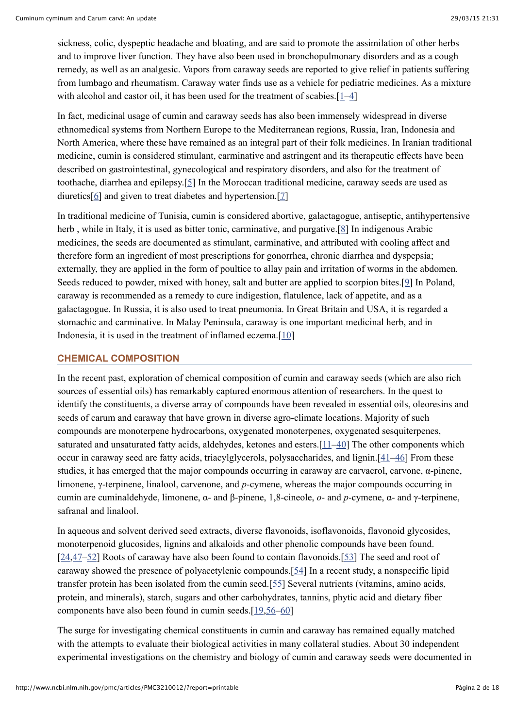sickness, colic, dyspeptic headache and bloating, and are said to promote the assimilation of other herbs and to improve liver function. They have also been used in bronchopulmonary disorders and as a cough remedy, as well as an analgesic. Vapors from caraway seeds are reported to give relief in patients suffering from lumbago and rheumatism. Caraway water finds use as a vehicle for pediatric medicines. As a mixture with alcohol and castor oil, it has been used for the treatment of scabies.[1–4]

In fact, medicinal usage of cumin and caraway seeds has also been immensely widespread in diverse ethnomedical systems from Northern Europe to the Mediterranean regions, Russia, Iran, Indonesia and North America, where these have remained as an integral part of their folk medicines. In Iranian traditional medicine, cumin is considered stimulant, carminative and astringent and its therapeutic effects have been described on gastrointestinal, gynecological and respiratory disorders, and also for the treatment of toothache, diarrhea and epilepsy.[5] In the Moroccan traditional medicine, caraway seeds are used as diuretics[6] and given to treat diabetes and hypertension.[7]

In traditional medicine of Tunisia, cumin is considered abortive, galactagogue, antiseptic, antihypertensive herb , while in Italy, it is used as bitter tonic, carminative, and purgative.[8] In indigenous Arabic medicines, the seeds are documented as stimulant, carminative, and attributed with cooling affect and therefore form an ingredient of most prescriptions for gonorrhea, chronic diarrhea and dyspepsia; externally, they are applied in the form of poultice to allay pain and irritation of worms in the abdomen. Seeds reduced to powder, mixed with honey, salt and butter are applied to scorpion bites.[9] In Poland, caraway is recommended as a remedy to cure indigestion, flatulence, lack of appetite, and as a galactagogue. In Russia, it is also used to treat pneumonia. In Great Britain and USA, it is regarded a stomachic and carminative. In Malay Peninsula, caraway is one important medicinal herb, and in Indonesia, it is used in the treatment of inflamed eczema.[10]

## CHEMICAL COMPOSITION

In the recent past, exploration of chemical composition of cumin and caraway seeds (which are also rich sources of essential oils) has remarkably captured enormous attention of researchers. In the quest to identify the constituents, a diverse array of compounds have been revealed in essential oils, oleoresins and seeds of carum and caraway that have grown in diverse agro-climate locations. Majority of such compounds are monoterpene hydrocarbons, oxygenated monoterpenes, oxygenated sesquiterpenes, saturated and unsaturated fatty acids, aldehydes, ketones and esters.[11–40] The other components which occur in caraway seed are fatty acids, triacylglycerols, polysaccharides, and lignin.[41–46] From these studies, it has emerged that the major compounds occurring in caraway are carvacrol, carvone, α-pinene, limonene, γ-terpinene, linalool, carvenone, and *p*-cymene, whereas the major compounds occurring in cumin are cuminaldehyde, limonene, α- and β-pinene, 1,8-cineole, *o*- and *p*-cymene, α- and γ-terpinene, safranal and linalool.

In aqueous and solvent derived seed extracts, diverse flavonoids, isoflavonoids, flavonoid glycosides, monoterpenoid glucosides, lignins and alkaloids and other phenolic compounds have been found.[24,47–52] Roots of caraway have also been found to contain flavonoids.[53] The seed and root of caraway showed the presence of polyacetylenic compounds.[54] In a recent study, a nonspecific lipid transfer protein has been isolated from the cumin seed.[55] Several nutrients (vitamins, amino acids, protein, and minerals), starch, sugars and other carbohydrates, tannins, phytic acid and dietary fiber components have also been found in cumin seeds.[19,56–60]

The surge for investigating chemical constituents in cumin and caraway has remained equally matched with the attempts to evaluate their biological activities in many collateral studies. About 30 independent experimental investigations on the chemistry and biology of cumin and caraway seeds were documented in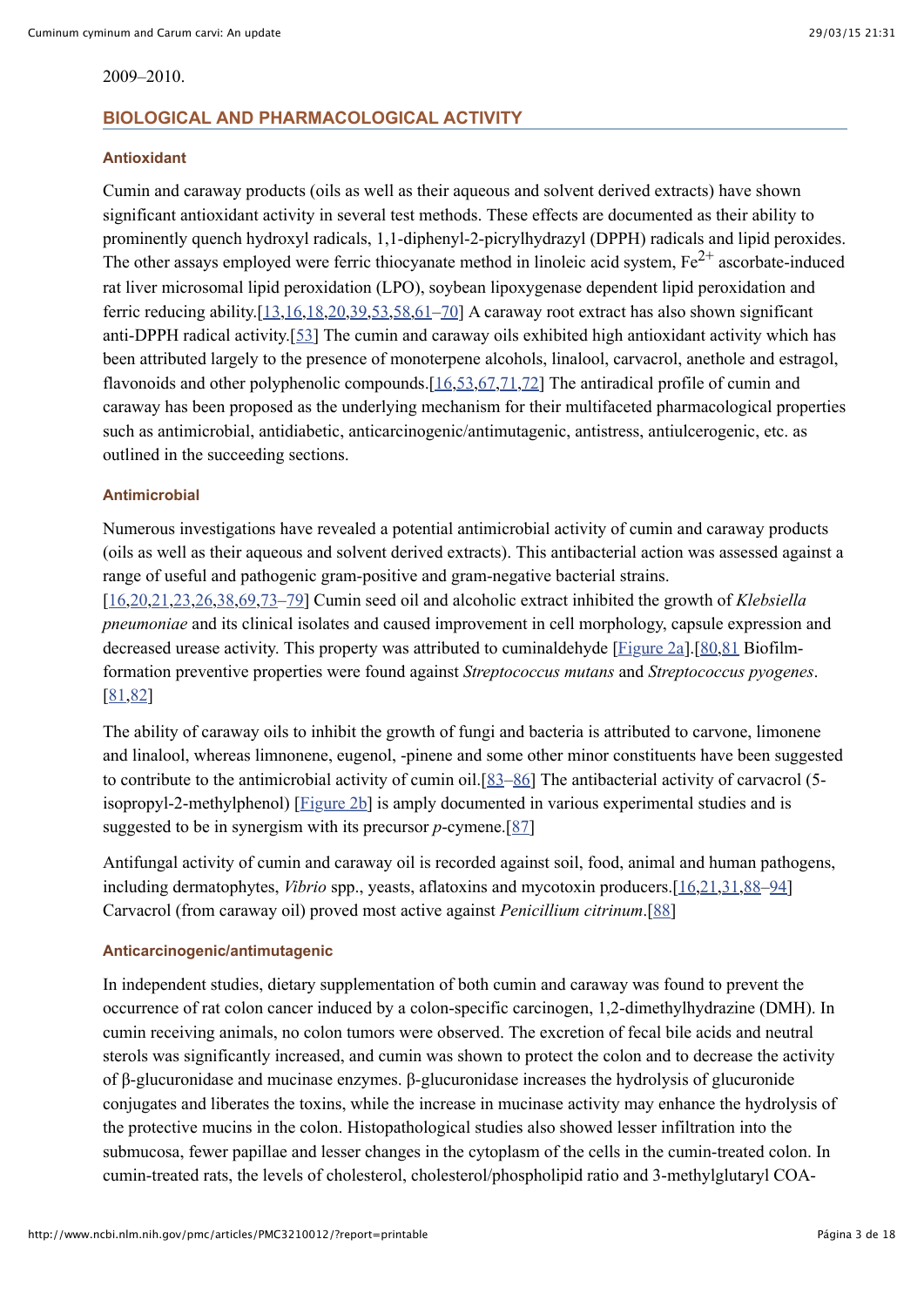2009–2010.

## BIOLOGICAL AND PHARMACOLOGICAL ACTIVITY

### Antioxidant

Cumin and caraway products (oils as well as their aqueous and solvent derived extracts) have shown significant antioxidant activity in several test methods. These effects are documented as their ability to prominently quench hydroxyl radicals, 1,1-diphenyl-2-picrylhydrazyl (DPPH) radicals and lipid peroxides. The other assays employed were ferric thiocyanate method in linoleic acid system, $Fe^{2+}$ ascorbate-induced rat liver microsomal lipid peroxidation (LPO), soybean lipoxygenase dependent lipid peroxidation and ferric reducing ability.[13,16,18,20,39,53,58,61–70] A caraway root extract has also shown significant anti-DPPH radical activity.[53] The cumin and caraway oils exhibited high antioxidant activity which has been attributed largely to the presence of monoterpene alcohols, linalool, carvacrol, anethole and estragol, flavonoids and other polyphenolic compounds.[16,53,67,71,72] The antiradical profile of cumin and caraway has been proposed as the underlying mechanism for their multifaceted pharmacological properties such as antimicrobial, antidiabetic, anticarcinogenic/antimutagenic, antistress, antiulcerogenic, etc. as outlined in the succeeding sections.

### Antimicrobial

Numerous investigations have revealed a potential antimicrobial activity of cumin and caraway products (oils as well as their aqueous and solvent derived extracts). This antibacterial action was assessed against a range of useful and pathogenic gram-positive and gram-negative bacterial strains. [16,20,21,23,26,38,69,73–79] Cumin seed oil and alcoholic extract inhibited the growth of *Klebsiella pneumoniae* and its clinical isolates and caused improvement in cell morphology, capsule expression and decreased urease activity. This property was attributed to cuminaldehyde [Figure 2a].[80,81 Biofilm-formation preventive properties were found against *Streptococcus mutans* and *Streptococcus pyogenes*. [81,82]

The ability of caraway oils to inhibit the growth of fungi and bacteria is attributed to carvone, limonene and linalool, whereas limnonene, eugenol, -pinene and some other minor constituents have been suggested to contribute to the antimicrobial activity of cumin oil.[83–86] The antibacterial activity of carvacrol (5-isopropyl-2-methylphenol) [Figure 2b] is amply documented in various experimental studies and is suggested to be in synergism with its precursor *p*-cymene.[87]

Antifungal activity of cumin and caraway oil is recorded against soil, food, animal and human pathogens, including dermatophytes, *Vibrio* spp., yeasts, aflatoxins and mycotoxin producers.[16,21,31,88–94] Carvacrol (from caraway oil) proved most active against *Penicillium citrinum*.[88]

### Anticarcinogenic/antimutagenic

In independent studies, dietary supplementation of both cumin and caraway was found to prevent the occurrence of rat colon cancer induced by a colon-specific carcinogen, 1,2-dimethylhydrazine (DMH). In cumin receiving animals, no colon tumors were observed. The excretion of fecal bile acids and neutral sterols was significantly increased, and cumin was shown to protect the colon and to decrease the activity of β-glucuronidase and mucinase enzymes. β-glucuronidase increases the hydrolysis of glucuronide conjugates and liberates the toxins, while the increase in mucinase activity may enhance the hydrolysis of the protective mucins in the colon. Histopathological studies also showed lesser infiltration into the submucosa, fewer papillae and lesser changes in the cytoplasm of the cells in the cumin-treated colon. In cumin-treated rats, the levels of cholesterol, cholesterol/phospholipid ratio and 3-methylglutaryl COA-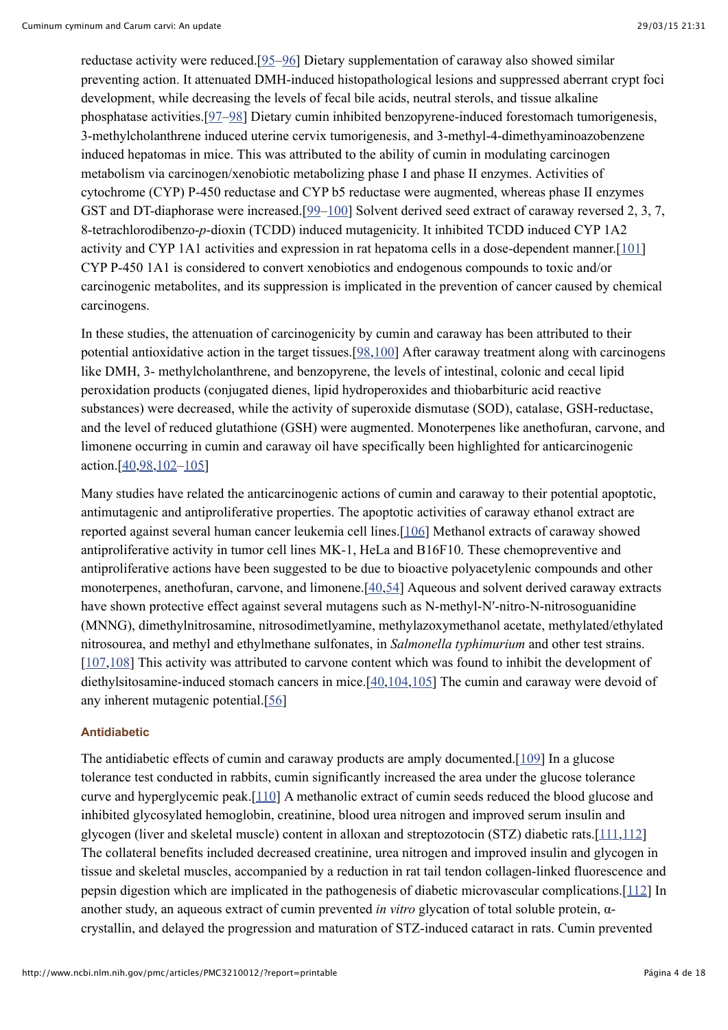reductase activity were reduced.[95–96] Dietary supplementation of caraway also showed similar preventing action. It attenuated DMH-induced histopathological lesions and suppressed aberrant crypt foci development, while decreasing the levels of fecal bile acids, neutral sterols, and tissue alkaline phosphatase activities.[97–98] Dietary cumin inhibited benzopyrene-induced forestomach tumorigenesis, 3-methylcholanthrene induced uterine cervix tumorigenesis, and 3-methyl-4-dimethyaminoazobenzene induced hepatomas in mice. This was attributed to the ability of cumin in modulating carcinogen metabolism via carcinogen/xenobiotic metabolizing phase I and phase II enzymes. Activities of cytochrome (CYP) P-450 reductase and CYP b5 reductase were augmented, whereas phase II enzymes GST and DT-diaphorase were increased.[99–100] Solvent derived seed extract of caraway reversed 2, 3, 7, 8-tetrachlorodibenzo-*p*-dioxin (TCDD) induced mutagenicity. It inhibited TCDD induced CYP 1A2 activity and CYP 1A1 activities and expression in rat hepatoma cells in a dose-dependent manner.[101] CYP P-450 1A1 is considered to convert xenobiotics and endogenous compounds to toxic and/or carcinogenic metabolites, and its suppression is implicated in the prevention of cancer caused by chemical carcinogens.

In these studies, the attenuation of carcinogenicity by cumin and caraway has been attributed to their potential antioxidative action in the target tissues.[98,100] After caraway treatment along with carcinogens like DMH, 3- methylcholanthrene, and benzopyrene, the levels of intestinal, colonic and cecal lipid peroxidation products (conjugated dienes, lipid hydroperoxides and thiobarbituric acid reactive substances) were decreased, while the activity of superoxide dismutase (SOD), catalase, GSH-reductase, and the level of reduced glutathione (GSH) were augmented. Monoterpenes like anethofuran, carvone, and limonene occurring in cumin and caraway oil have specifically been highlighted for anticarcinogenic action.[40,98,102–105]

Many studies have related the anticarcinogenic actions of cumin and caraway to their potential apoptotic, antimutagenic and antiproliferative properties. The apoptotic activities of caraway ethanol extract are reported against several human cancer leukemia cell lines.[106] Methanol extracts of caraway showed antiproliferative activity in tumor cell lines MK-1, HeLa and B16F10. These chemopreventive and antiproliferative actions have been suggested to be due to bioactive polyacetylenic compounds and other monoterpenes, anethofuran, carvone, and limonene.[40,54] Aqueous and solvent derived caraway extracts have shown protective effect against several mutagens such as N-methyl-N′-nitro-N-nitrosoguanidine (MNNG), dimethylnitrosamine, nitrosodimetlyamine, methylazoxymethanol acetate, methylated/ethylated nitrosourea, and methyl and ethylmethane sulfonates, in *Salmonella typhimurium* and other test strains.[107,108] This activity was attributed to carvone content which was found to inhibit the development of diethylsitosamine-induced stomach cancers in mice.[40,104,105] The cumin and caraway were devoid of any inherent mutagenic potential.[56]

### Antidiabetic

The antidiabetic effects of cumin and caraway products are amply documented.[109] In a glucose tolerance test conducted in rabbits, cumin significantly increased the area under the glucose tolerance curve and hyperglycemic peak.[110] A methanolic extract of cumin seeds reduced the blood glucose and inhibited glycosylated hemoglobin, creatinine, blood urea nitrogen and improved serum insulin and glycogen (liver and skeletal muscle) content in alloxan and streptozotocin (STZ) diabetic rats.[111,112] The collateral benefits included decreased creatinine, urea nitrogen and improved insulin and glycogen in tissue and skeletal muscles, accompanied by a reduction in rat tail tendon collagen-linked fluorescence and pepsin digestion which are implicated in the pathogenesis of diabetic microvascular complications.[112] In another study, an aqueous extract of cumin prevented *in vitro* glycation of total soluble protein, α-crystallin, and delayed the progression and maturation of STZ-induced cataract in rats. Cumin prevented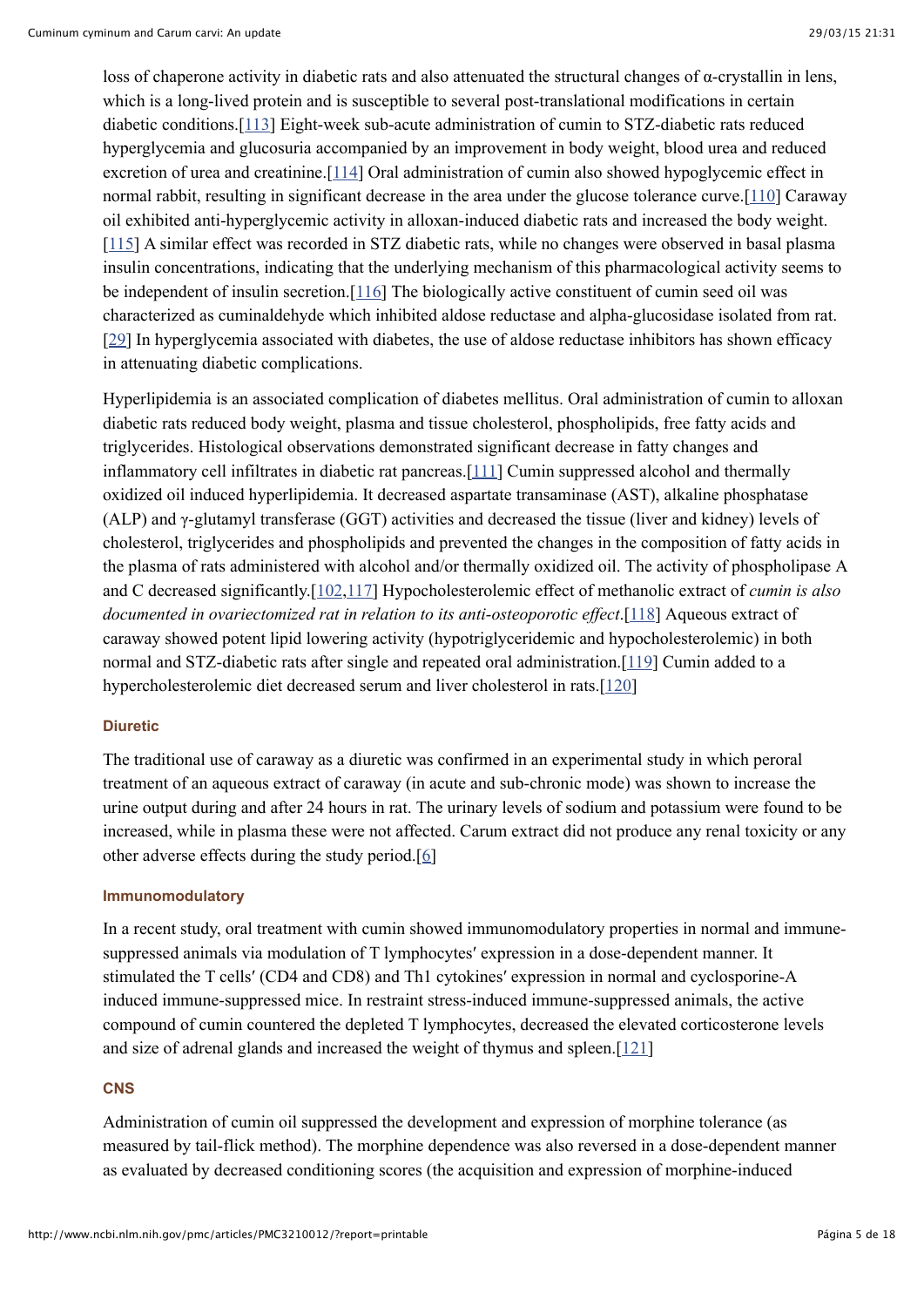loss of chaperone activity in diabetic rats and also attenuated the structural changes of α-crystallin in lens, which is a long-lived protein and is susceptible to several post-translational modifications in certain diabetic conditions.[113] Eight-week sub-acute administration of cumin to STZ-diabetic rats reduced hyperglycemia and glucosuria accompanied by an improvement in body weight, blood urea and reduced excretion of urea and creatinine.[114] Oral administration of cumin also showed hypoglycemic effect in normal rabbit, resulting in significant decrease in the area under the glucose tolerance curve.[110] Caraway oil exhibited anti-hyperglycemic activity in alloxan-induced diabetic rats and increased the body weight.[115] A similar effect was recorded in STZ diabetic rats, while no changes were observed in basal plasma insulin concentrations, indicating that the underlying mechanism of this pharmacological activity seems to be independent of insulin secretion.[116] The biologically active constituent of cumin seed oil was characterized as cuminaldehyde which inhibited aldose reductase and alpha-glucosidase isolated from rat.[29] In hyperglycemia associated with diabetes, the use of aldose reductase inhibitors has shown efficacy in attenuating diabetic complications.

Hyperlipidemia is an associated complication of diabetes mellitus. Oral administration of cumin to alloxan diabetic rats reduced body weight, plasma and tissue cholesterol, phospholipids, free fatty acids and triglycerides. Histological observations demonstrated significant decrease in fatty changes and inflammatory cell infiltrates in diabetic rat pancreas.[111] Cumin suppressed alcohol and thermally oxidized oil induced hyperlipidemia. It decreased aspartate transaminase (AST), alkaline phosphatase (ALP) and γ-glutamyl transferase (GGT) activities and decreased the tissue (liver and kidney) levels of cholesterol, triglycerides and phospholipids and prevented the changes in the composition of fatty acids in the plasma of rats administered with alcohol and/or thermally oxidized oil. The activity of phospholipase A and C decreased significantly.[102,117] Hypocholesterolemic effect of methanolic extract of *cumin is also documented in ovariectomized rat in relation to its anti-osteoporotic effect*.[118] Aqueous extract of caraway showed potent lipid lowering activity (hypotriglyceridemic and hypocholesterolemic) in both normal and STZ-diabetic rats after single and repeated oral administration.[119] Cumin added to a hypercholesterolemic diet decreased serum and liver cholesterol in rats.[120]

#### Diuretic

The traditional use of caraway as a diuretic was confirmed in an experimental study in which peroral treatment of an aqueous extract of caraway (in acute and sub-chronic mode) was shown to increase the urine output during and after 24 hours in rat. The urinary levels of sodium and potassium were found to be increased, while in plasma these were not affected. Carum extract did not produce any renal toxicity or any other adverse effects during the study period.[6]

#### Immunomodulatory

In a recent study, oral treatment with cumin showed immunomodulatory properties in normal and immune-suppressed animals via modulation of T lymphocytes′ expression in a dose-dependent manner. It stimulated the T cells′ (CD4 and CD8) and Th1 cytokines′ expression in normal and cyclosporine-A induced immune-suppressed mice. In restraint stress-induced immune-suppressed animals, the active compound of cumin countered the depleted T lymphocytes, decreased the elevated corticosterone levels and size of adrenal glands and increased the weight of thymus and spleen.[121]

#### CNS

Administration of cumin oil suppressed the development and expression of morphine tolerance (as measured by tail-flick method). The morphine dependence was also reversed in a dose-dependent manner as evaluated by decreased conditioning scores (the acquisition and expression of morphine-induced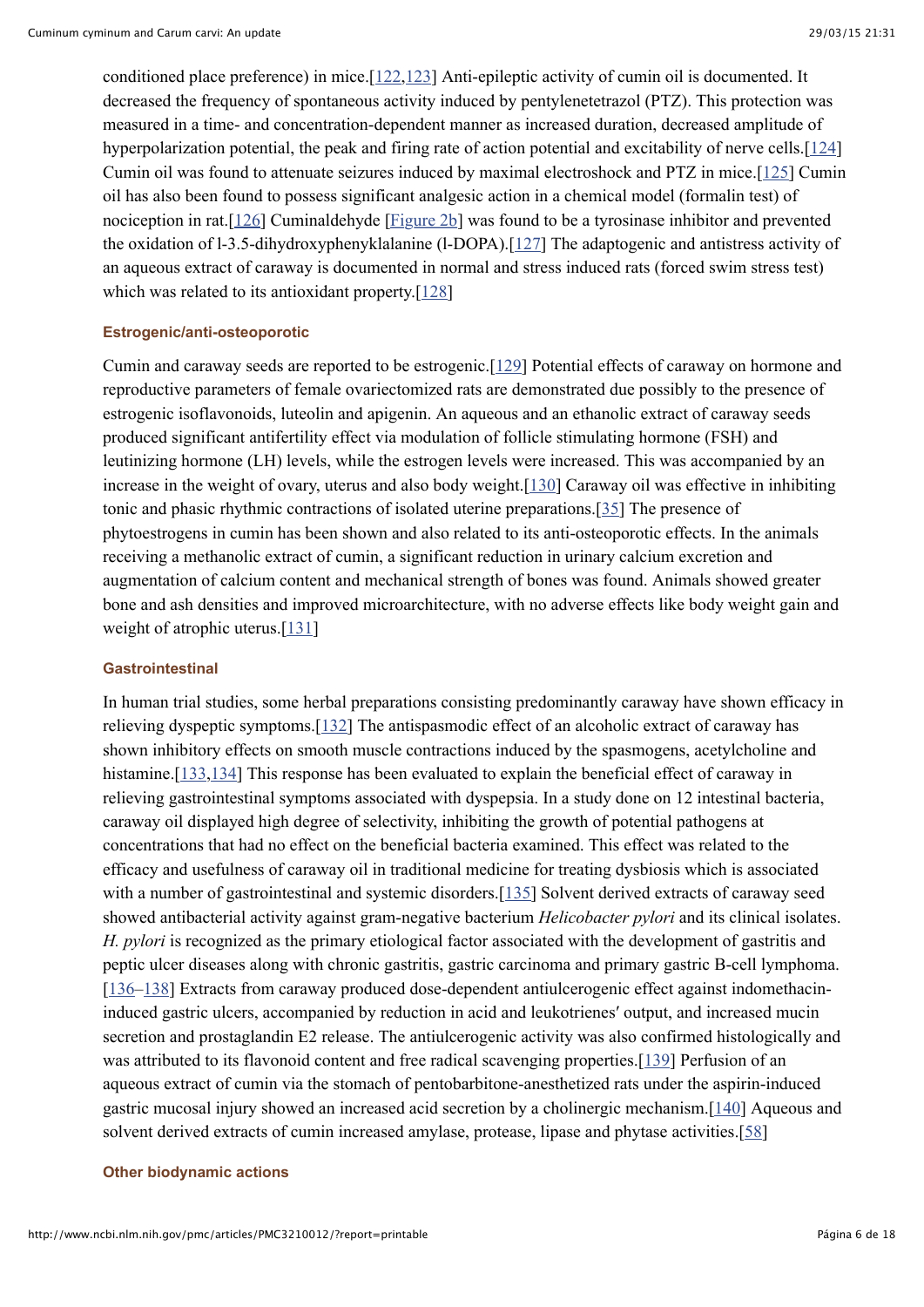conditioned place preference) in mice.[122,123] Anti-epileptic activity of cumin oil is documented. It decreased the frequency of spontaneous activity induced by pentylenetetrazol (PTZ). This protection was measured in a time- and concentration-dependent manner as increased duration, decreased amplitude of hyperpolarization potential, the peak and firing rate of action potential and excitability of nerve cells.[124] Cumin oil was found to attenuate seizures induced by maximal electroshock and PTZ in mice.[125] Cumin oil has also been found to possess significant analgesic action in a chemical model (formalin test) of nociception in rat.[126] Cuminaldehyde [Figure 2b] was found to be a tyrosinase inhibitor and prevented the oxidation of l-3.5-dihydroxyphenyklalanine (l-DOPA).[127] The adaptogenic and antistress activity of an aqueous extract of caraway is documented in normal and stress induced rats (forced swim stress test) which was related to its antioxidant property.[128]

#### Estrogenic/anti-osteoporotic

Cumin and caraway seeds are reported to be estrogenic.[129] Potential effects of caraway on hormone and reproductive parameters of female ovariectomized rats are demonstrated due possibly to the presence of estrogenic isoflavonoids, luteolin and apigenin. An aqueous and an ethanolic extract of caraway seeds produced significant antifertility effect via modulation of follicle stimulating hormone (FSH) and leutinizing hormone (LH) levels, while the estrogen levels were increased. This was accompanied by an increase in the weight of ovary, uterus and also body weight.[130] Caraway oil was effective in inhibiting tonic and phasic rhythmic contractions of isolated uterine preparations.[35] The presence of phytoestrogens in cumin has been shown and also related to its anti-osteoporotic effects. In the animals receiving a methanolic extract of cumin, a significant reduction in urinary calcium excretion and augmentation of calcium content and mechanical strength of bones was found. Animals showed greater bone and ash densities and improved microarchitecture, with no adverse effects like body weight gain and weight of atrophic uterus.[131]

#### Gastrointestinal

In human trial studies, some herbal preparations consisting predominantly caraway have shown efficacy in relieving dyspeptic symptoms.[132] The antispasmodic effect of an alcoholic extract of caraway has shown inhibitory effects on smooth muscle contractions induced by the spasmogens, acetylcholine and histamine.[133,134] This response has been evaluated to explain the beneficial effect of caraway in relieving gastrointestinal symptoms associated with dyspepsia. In a study done on 12 intestinal bacteria, caraway oil displayed high degree of selectivity, inhibiting the growth of potential pathogens at concentrations that had no effect on the beneficial bacteria examined. This effect was related to the efficacy and usefulness of caraway oil in traditional medicine for treating dysbiosis which is associated with a number of gastrointestinal and systemic disorders.[135] Solvent derived extracts of caraway seed showed antibacterial activity against gram-negative bacterium *Helicobacter pylori* and its clinical isolates. *H. pylori* is recognized as the primary etiological factor associated with the development of gastritis and peptic ulcer diseases along with chronic gastritis, gastric carcinoma and primary gastric B-cell lymphoma.[136–138] Extracts from caraway produced dose-dependent antiulcerogenic effect against indomethacin-induced gastric ulcers, accompanied by reduction in acid and leukotrienes′ output, and increased mucin secretion and prostaglandin E2 release. The antiulcerogenic activity was also confirmed histologically and was attributed to its flavonoid content and free radical scavenging properties.[139] Perfusion of an aqueous extract of cumin via the stomach of pentobarbitone-anesthetized rats under the aspirin-induced gastric mucosal injury showed an increased acid secretion by a cholinergic mechanism.[140] Aqueous and solvent derived extracts of cumin increased amylase, protease, lipase and phytase activities.[58]

#### Other biodynamic actions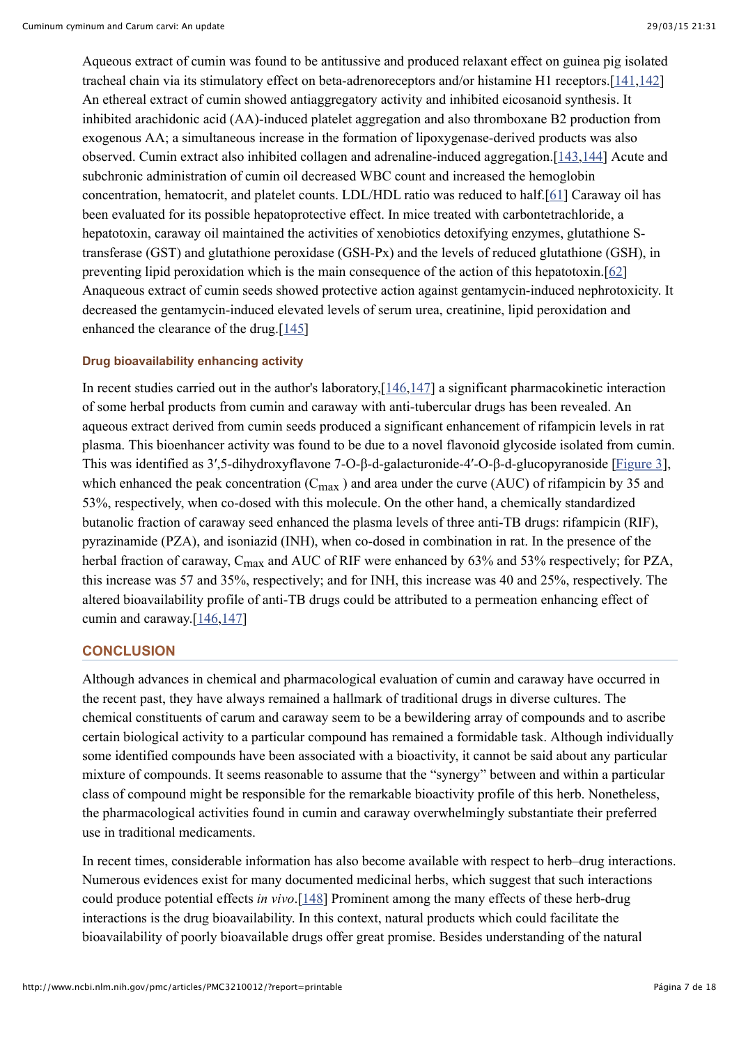Aqueous extract of cumin was found to be antitussive and produced relaxant effect on guinea pig isolated tracheal chain via its stimulatory effect on beta-adrenoreceptors and/or histamine H1 receptors.[141,142] An ethereal extract of cumin showed antiaggregatory activity and inhibited eicosanoid synthesis. It inhibited arachidonic acid (AA)-induced platelet aggregation and also thromboxane B2 production from exogenous AA; a simultaneous increase in the formation of lipoxygenase-derived products was also observed. Cumin extract also inhibited collagen and adrenaline-induced aggregation.[143,144] Acute and subchronic administration of cumin oil decreased WBC count and increased the hemoglobin concentration, hematocrit, and platelet counts. LDL/HDL ratio was reduced to half.[61] Caraway oil has been evaluated for its possible hepatoprotective effect. In mice treated with carbontetrachloride, a hepatotoxin, caraway oil maintained the activities of xenobiotics detoxifying enzymes, glutathione S-transferase (GST) and glutathione peroxidase (GSH-Px) and the levels of reduced glutathione (GSH), in preventing lipid peroxidation which is the main consequence of the action of this hepatotoxin.[62] Anaqueous extract of cumin seeds showed protective action against gentamycin-induced nephrotoxicity. It decreased the gentamycin-induced elevated levels of serum urea, creatinine, lipid peroxidation and enhanced the clearance of the drug.[145]

#### Drug bioavailability enhancing activity

In recent studies carried out in the author's laboratory,[146,147] a significant pharmacokinetic interaction of some herbal products from cumin and caraway with anti-tubercular drugs has been revealed. An aqueous extract derived from cumin seeds produced a significant enhancement of rifampicin levels in rat plasma. This bioenhancer activity was found to be due to a novel flavonoid glycoside isolated from cumin. This was identified as 3′,5-dihydroxyflavone 7-O-β-d-galacturonide-4′-O-β-d-glucopyranoside [Figure 3], which enhanced the peak concentration ($C_{max}$) and area under the curve (AUC) of rifampicin by 35 and 53%, respectively, when co-dosed with this molecule. On the other hand, a chemically standardized butanolic fraction of caraway seed enhanced the plasma levels of three anti-TB drugs: rifampicin (RIF), pyrazinamide (PZA), and isoniazid (INH), when co-dosed in combination in rat. In the presence of the herbal fraction of caraway, $C_{max}$ and AUC of RIF were enhanced by 63% and 53% respectively; for PZA, this increase was 57 and 35%, respectively; and for INH, this increase was 40 and 25%, respectively. The altered bioavailability profile of anti-TB drugs could be attributed to a permeation enhancing effect of cumin and caraway.[146,147]

### CONCLUSION

Although advances in chemical and pharmacological evaluation of cumin and caraway have occurred in the recent past, they have always remained a hallmark of traditional drugs in diverse cultures. The chemical constituents of carum and caraway seem to be a bewildering array of compounds and to ascribe certain biological activity to a particular compound has remained a formidable task. Although individually some identified compounds have been associated with a bioactivity, it cannot be said about any particular mixture of compounds. It seems reasonable to assume that the "synergy" between and within a particular class of compound might be responsible for the remarkable bioactivity profile of this herb. Nonetheless, the pharmacological activities found in cumin and caraway overwhelmingly substantiate their preferred use in traditional medicaments.

In recent times, considerable information has also become available with respect to herb–drug interactions. Numerous evidences exist for many documented medicinal herbs, which suggest that such interactions could produce potential effects *in vivo*.[148] Prominent among the many effects of these herb-drug interactions is the drug bioavailability. In this context, natural products which could facilitate the bioavailability of poorly bioavailable drugs offer great promise. Besides understanding of the natural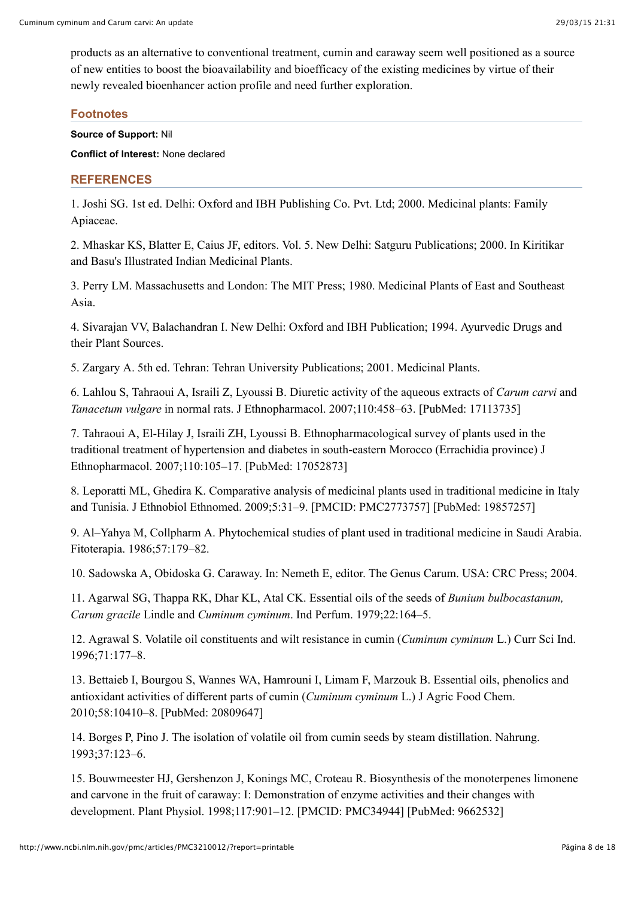products as an alternative to conventional treatment, cumin and caraway seem well positioned as a source of new entities to boost the bioavailability and bioefficacy of the existing medicines by virtue of their newly revealed bioenhancer action profile and need further exploration.

## Footnotes

**Source of Support:** Nil

**Conflict of Interest:** None declared

## REFERENCES

1. Joshi SG. 1st ed. Delhi: Oxford and IBH Publishing Co. Pvt. Ltd; 2000. Medicinal plants: Family Apiaceae.

2. Mhaskar KS, Blatter E, Caius JF, editors. Vol. 5. New Delhi: Satguru Publications; 2000. In Kiritikar and Basu's Illustrated Indian Medicinal Plants.

3. Perry LM. Massachusetts and London: The MIT Press; 1980. Medicinal Plants of East and Southeast Asia.

4. Sivarajan VV, Balachandran I. New Delhi: Oxford and IBH Publication; 1994. Ayurvedic Drugs and their Plant Sources.

5. Zargary A. 5th ed. Tehran: Tehran University Publications; 2001. Medicinal Plants.

6. Lahlou S, Tahraoui A, Israili Z, Lyoussi B. Diuretic activity of the aqueous extracts of *Carum carvi* and *Tanacetum vulgare* in normal rats. J Ethnopharmacol. 2007;110:458–63. [PubMed: 17113735]

7. Tahraoui A, El-Hilay J, Israili ZH, Lyoussi B. Ethnopharmacological survey of plants used in the traditional treatment of hypertension and diabetes in south-eastern Morocco (Errachidia province) J Ethnopharmacol. 2007;110:105–17. [PubMed: 17052873]

8. Leporatti ML, Ghedira K. Comparative analysis of medicinal plants used in traditional medicine in Italy and Tunisia. J Ethnobiol Ethnomed. 2009;5:31–9. [PMCID: PMC2773757] [PubMed: 19857257]

9. Al–Yahya M, Collpharm A. Phytochemical studies of plant used in traditional medicine in Saudi Arabia. Fitoterapia. 1986;57:179–82.

10. Sadowska A, Obidoska G. Caraway. In: Nemeth E, editor. The Genus Carum. USA: CRC Press; 2004.

11. Agarwal SG, Thappa RK, Dhar KL, Atal CK. Essential oils of the seeds of *Bunium bulbocastanum, Carum gracile* Lindle and *Cuminum cyminum*. Ind Perfum. 1979;22:164–5.

12. Agrawal S. Volatile oil constituents and wilt resistance in cumin (*Cuminum cyminum* L.) Curr Sci Ind. 1996;71:177–8.

13. Bettaieb I, Bourgou S, Wannes WA, Hamrouni I, Limam F, Marzouk B. Essential oils, phenolics and antioxidant activities of different parts of cumin (*Cuminum cyminum* L.) J Agric Food Chem. 2010;58:10410–8. [PubMed: 20809647]

14. Borges P, Pino J. The isolation of volatile oil from cumin seeds by steam distillation. Nahrung. 1993;37:123–6.

15. Bouwmeester HJ, Gershenzon J, Konings MC, Croteau R. Biosynthesis of the monoterpenes limonene and carvone in the fruit of caraway: I: Demonstration of enzyme activities and their changes with development. Plant Physiol. 1998;117:901–12. [PMCID: PMC34944] [PubMed: 9662532]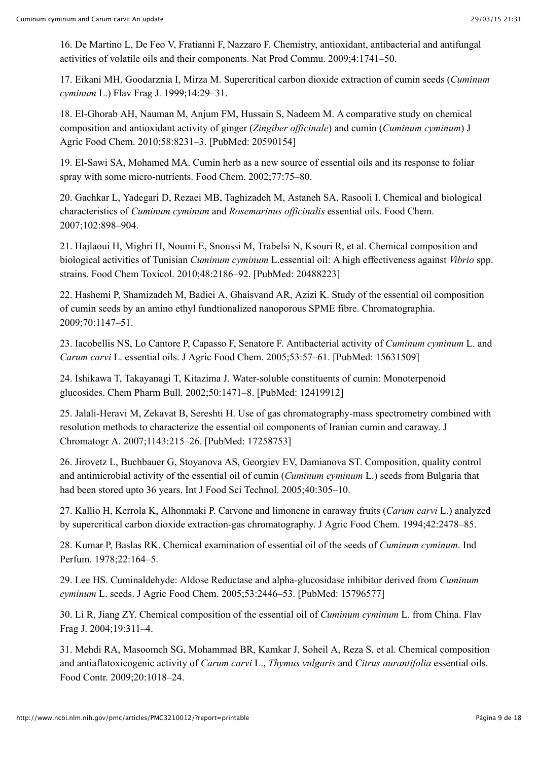16. De Martino L, De Feo V, Fratianni F, Nazzaro F. Chemistry, antioxidant, antibacterial and antifungal activities of volatile oils and their components. Nat Prod Commu. 2009;4:1741–50.

17. Eikani MH, Goodarznia I, Mirza M. Supercritical carbon dioxide extraction of cumin seeds (*Cuminum cyminum* L.) Flav Frag J. 1999;14:29–31.

18. El-Ghorab AH, Nauman M, Anjum FM, Hussain S, Nadeem M. A comparative study on chemical composition and antioxidant activity of ginger (*Zingiber officinale*) and cumin (*Cuminum cyminum*) J Agric Food Chem. 2010;58:8231–3. [PubMed: 20590154]

19. El-Sawi SA, Mohamed MA. Cumin herb as a new source of essential oils and its response to foliar spray with some micro-nutrients. Food Chem. 2002;77:75–80.

20. Gachkar L, Yadegari D, Rezaei MB, Taghizadeh M, Astaneh SA, Rasooli I. Chemical and biological characteristics of *Cuminum cyminum* and *Rosemarinus officinalis* essential oils. Food Chem. 2007;102:898–904.

21. Hajlaoui H, Mighri H, Noumi E, Snoussi M, Trabelsi N, Ksouri R, et al. Chemical composition and biological activities of Tunisian *Cuminum cyminum* L.essential oil: A high effectiveness against *Vibrio* spp. strains. Food Chem Toxicol. 2010;48:2186–92. [PubMed: 20488223]

22. Hashemi P, Shamizadeh M, Badiei A, Ghaisvand AR, Azizi K. Study of the essential oil composition of cumin seeds by an amino ethyl fundtionalized nanoporous SPME fibre. Chromatographia. 2009;70:1147–51.

23. Iacobellis NS, Lo Cantore P, Capasso F, Senatore F. Antibacterial activity of *Cuminum cyminum* L. and *Carum carvi* L. essential oils. J Agric Food Chem. 2005;53:57–61. [PubMed: 15631509]

24. Ishikawa T, Takayanagi T, Kitazima J. Water-soluble constituents of cumin: Monoterpenoid glucosides. Chem Pharm Bull. 2002;50:1471–8. [PubMed: 12419912]

25. Jalali-Heravi M, Zekavat B, Sereshti H. Use of gas chromatography-mass spectrometry combined with resolution methods to characterize the essential oil components of Iranian cumin and caraway. J Chromatogr A. 2007;1143:215–26. [PubMed: 17258753]

26. Jirovetz L, Buchbauer G, Stoyanova AS, Georgiev EV, Damianova ST. Composition, quality control and antimicrobial activity of the essential oil of cumin (*Cuminum cyminum* L.) seeds from Bulgaria that had been stored upto 36 years. Int J Food Sci Technol. 2005;40:305–10.

27. Kallio H, Kerrola K, Alhonmaki P. Carvone and limonene in caraway fruits (*Carum carvi* L.) analyzed by supercritical carbon dioxide extraction-gas chromatography. J Agric Food Chem. 1994;42:2478–85.

28. Kumar P, Baslas RK. Chemical examination of essential oil of the seeds of *Cuminum cyminum*. Ind Perfum. 1978;22:164–5.

29. Lee HS. Cuminaldehyde: Aldose Reductase and alpha-glucosidase inhibitor derived from *Cuminum cyminum* L. seeds. J Agric Food Chem. 2005;53:2446–53. [PubMed: 15796577]

30. Li R, Jiang ZY. Chemical composition of the essential oil of *Cuminum cyminum* L. from China. Flav Frag J. 2004;19:311–4.

31. Mehdi RA, Masoomch SG, Mohammad BR, Kamkar J, Soheil A, Reza S, et al. Chemical composition and antiaflatoxicogenic activity of *Carum carvi* L., *Thymus vulgaris* and *Citrus aurantifolia* essential oils. Food Contr. 2009;20:1018–24.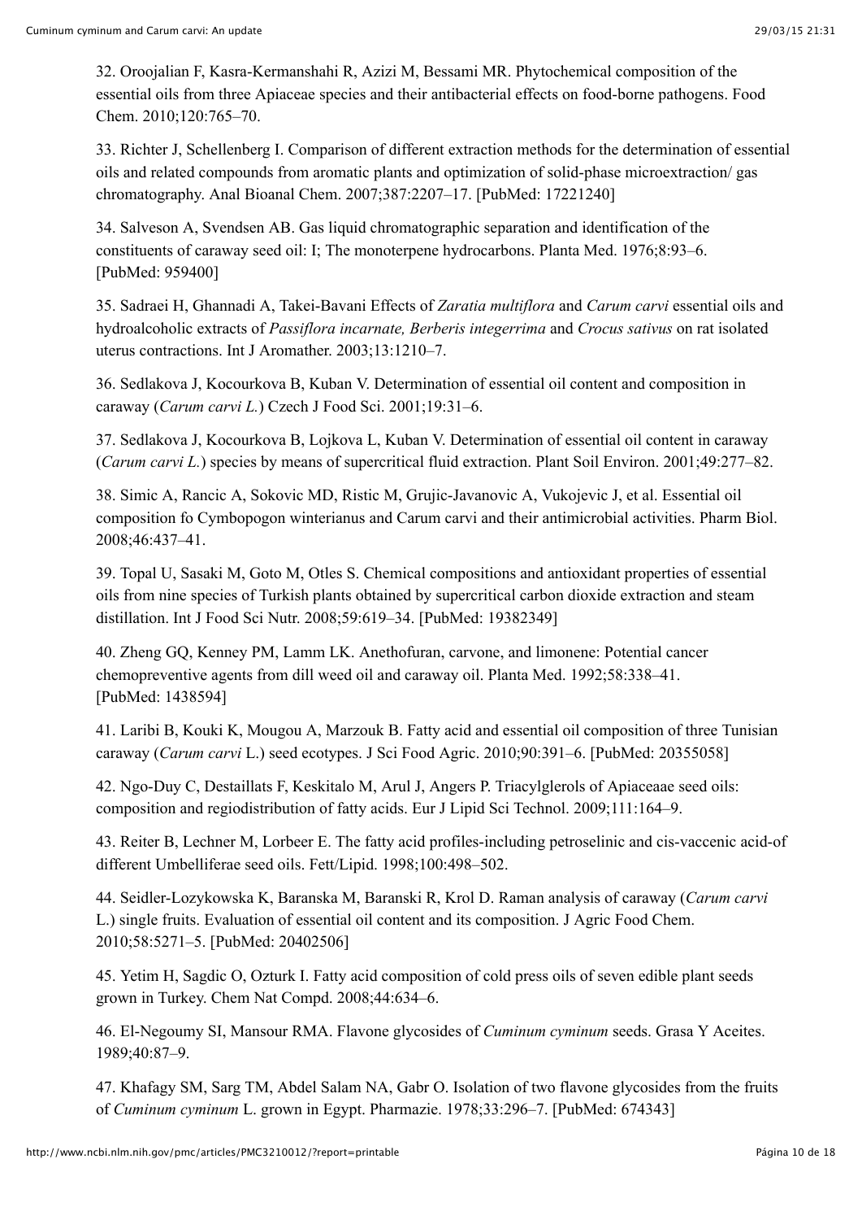32. Oroojalian F, Kasra-Kermanshahi R, Azizi M, Bessami MR. Phytochemical composition of the essential oils from three Apiaceae species and their antibacterial effects on food-borne pathogens. Food Chem. 2010;120:765–70.

33. Richter J, Schellenberg I. Comparison of different extraction methods for the determination of essential oils and related compounds from aromatic plants and optimization of solid-phase microextraction/ gas chromatography. Anal Bioanal Chem. 2007;387:2207–17. [PubMed: 17221240]

34. Salveson A, Svendsen AB. Gas liquid chromatographic separation and identification of the constituents of caraway seed oil: I; The monoterpene hydrocarbons. Planta Med. 1976;8:93–6. [PubMed: 959400]

35. Sadraei H, Ghannadi A, Takei-Bavani Effects of *Zaratia multiflora* and *Carum carvi* essential oils and hydroalcoholic extracts of *Passiflora incarnate, Berberis integerrima* and *Crocus sativus* on rat isolated uterus contractions. Int J Aromather. 2003;13:1210–7.

36. Sedlakova J, Kocourkova B, Kuban V. Determination of essential oil content and composition in caraway (*Carum carvi L.*) Czech J Food Sci. 2001;19:31–6.

37. Sedlakova J, Kocourkova B, Lojkova L, Kuban V. Determination of essential oil content in caraway (*Carum carvi L.*) species by means of supercritical fluid extraction. Plant Soil Environ. 2001;49:277–82.

38. Simic A, Rancic A, Sokovic MD, Ristic M, Grujic-Javanovic A, Vukojevic J, et al. Essential oil composition fo Cymbopogon winterianus and Carum carvi and their antimicrobial activities. Pharm Biol. 2008;46:437–41.

39. Topal U, Sasaki M, Goto M, Otles S. Chemical compositions and antioxidant properties of essential oils from nine species of Turkish plants obtained by supercritical carbon dioxide extraction and steam distillation. Int J Food Sci Nutr. 2008;59:619–34. [PubMed: 19382349]

40. Zheng GQ, Kenney PM, Lamm LK. Anethofuran, carvone, and limonene: Potential cancer chemopreventive agents from dill weed oil and caraway oil. Planta Med. 1992;58:338–41. [PubMed: 1438594]

41. Laribi B, Kouki K, Mougou A, Marzouk B. Fatty acid and essential oil composition of three Tunisian caraway (*Carum carvi* L.) seed ecotypes. J Sci Food Agric. 2010;90:391–6. [PubMed: 20355058]

42. Ngo-Duy C, Destaillats F, Keskitalo M, Arul J, Angers P. Triacylglerols of Apiaceae seed oils: composition and regiodistribution of fatty acids. Eur J Lipid Sci Technol. 2009;111:164–9.

43. Reiter B, Lechner M, Lorbeer E. The fatty acid profiles-including petroselinic and cis-vaccenic acid-of different Umbelliferae seed oils. Fett/Lipid. 1998;100:498–502.

44. Seidler-Lozykowska K, Baranska M, Baranski R, Krol D. Raman analysis of caraway (*Carum carvi* L.) single fruits. Evaluation of essential oil content and its composition. J Agric Food Chem. 2010;58:5271–5. [PubMed: 20402506]

45. Yetim H, Sagdic O, Ozturk I. Fatty acid composition of cold press oils of seven edible plant seeds grown in Turkey. Chem Nat Compd. 2008;44:634–6.

46. El-Negoumy SI, Mansour RMA. Flavone glycosides of *Cuminum cyminum* seeds. Grasa Y Aceites. 1989;40:87–9.

47. Khafagy SM, Sarg TM, Abdel Salam NA, Gabr O. Isolation of two flavone glycosides from the fruits of *Cuminum cyminum* L. grown in Egypt. Pharmazie. 1978;33:296–7. [PubMed: 674343]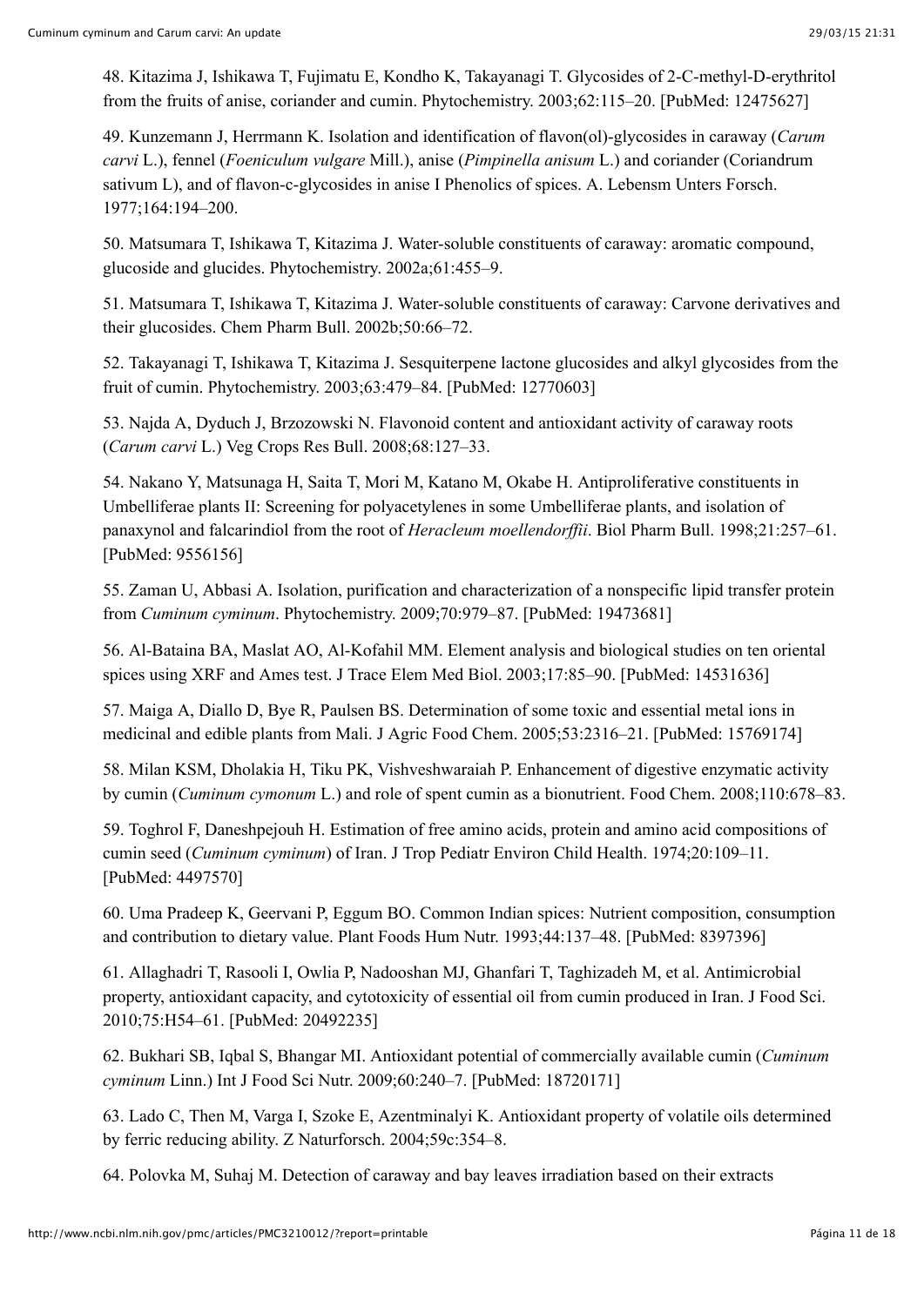48. Kitazima J, Ishikawa T, Fujimatu E, Kondho K, Takayanagi T. Glycosides of 2-C-methyl-D-erythritol from the fruits of anise, coriander and cumin. Phytochemistry. 2003;62:115–20. [PubMed: 12475627]

49. Kunzemann J, Herrmann K. Isolation and identification of flavon(ol)-glycosides in caraway (*Carum carvi* L.), fennel (*Foeniculum vulgare* Mill.), anise (*Pimpinella anisum* L.) and coriander (Coriandrum sativum L), and of flavon-c-glycosides in anise I Phenolics of spices. A. Lebensm Unters Forsch. 1977;164:194–200.

50. Matsumara T, Ishikawa T, Kitazima J. Water-soluble constituents of caraway: aromatic compound, glucoside and glucides. Phytochemistry. 2002a;61:455–9.

51. Matsumara T, Ishikawa T, Kitazima J. Water-soluble constituents of caraway: Carvone derivatives and their glucosides. Chem Pharm Bull. 2002b;50:66–72.

52. Takayanagi T, Ishikawa T, Kitazima J. Sesquiterpene lactone glucosides and alkyl glycosides from the fruit of cumin. Phytochemistry. 2003;63:479–84. [PubMed: 12770603]

53. Najda A, Dyduch J, Brzozowski N. Flavonoid content and antioxidant activity of caraway roots (*Carum carvi* L.) Veg Crops Res Bull. 2008;68:127–33.

54. Nakano Y, Matsunaga H, Saita T, Mori M, Katano M, Okabe H. Antiproliferative constituents in Umbelliferae plants II: Screening for polyacetylenes in some Umbelliferae plants, and isolation of panaxynol and falcarindiol from the root of *Heracleum moellendorffii*. Biol Pharm Bull. 1998;21:257–61. [PubMed: 9556156]

55. Zaman U, Abbasi A. Isolation, purification and characterization of a nonspecific lipid transfer protein from *Cuminum cyminum*. Phytochemistry. 2009;70:979–87. [PubMed: 19473681]

56. Al-Bataina BA, Maslat AO, Al-Kofahil MM. Element analysis and biological studies on ten oriental spices using XRF and Ames test. J Trace Elem Med Biol. 2003;17:85–90. [PubMed: 14531636]

57. Maiga A, Diallo D, Bye R, Paulsen BS. Determination of some toxic and essential metal ions in medicinal and edible plants from Mali. J Agric Food Chem. 2005;53:2316–21. [PubMed: 15769174]

58. Milan KSM, Dholakia H, Tiku PK, Vishveshwaraiah P. Enhancement of digestive enzymatic activity by cumin (*Cuminum cymonum* L.) and role of spent cumin as a bionutrient. Food Chem. 2008;110:678–83.

59. Toghrol F, Daneshpejouh H. Estimation of free amino acids, protein and amino acid compositions of cumin seed (*Cuminum cyminum*) of Iran. J Trop Pediatr Environ Child Health. 1974;20:109–11. [PubMed: 4497570]

60. Uma Pradeep K, Geervani P, Eggum BO. Common Indian spices: Nutrient composition, consumption and contribution to dietary value. Plant Foods Hum Nutr. 1993;44:137–48. [PubMed: 8397396]

61. Allaghadri T, Rasooli I, Owlia P, Nadooshan MJ, Ghanfari T, Taghizadeh M, et al. Antimicrobial property, antioxidant capacity, and cytotoxicity of essential oil from cumin produced in Iran. J Food Sci. 2010;75:H54–61. [PubMed: 20492235]

62. Bukhari SB, Iqbal S, Bhangar MI. Antioxidant potential of commercially available cumin (*Cuminum cyminum* Linn.) Int J Food Sci Nutr. 2009;60:240–7. [PubMed: 18720171]

63. Lado C, Then M, Varga I, Szoke E, Azentminalyi K. Antioxidant property of volatile oils determined by ferric reducing ability. Z Naturforsch. 2004;59c:354–8.

64. Polovka M, Suhaj M. Detection of caraway and bay leaves irradiation based on their extracts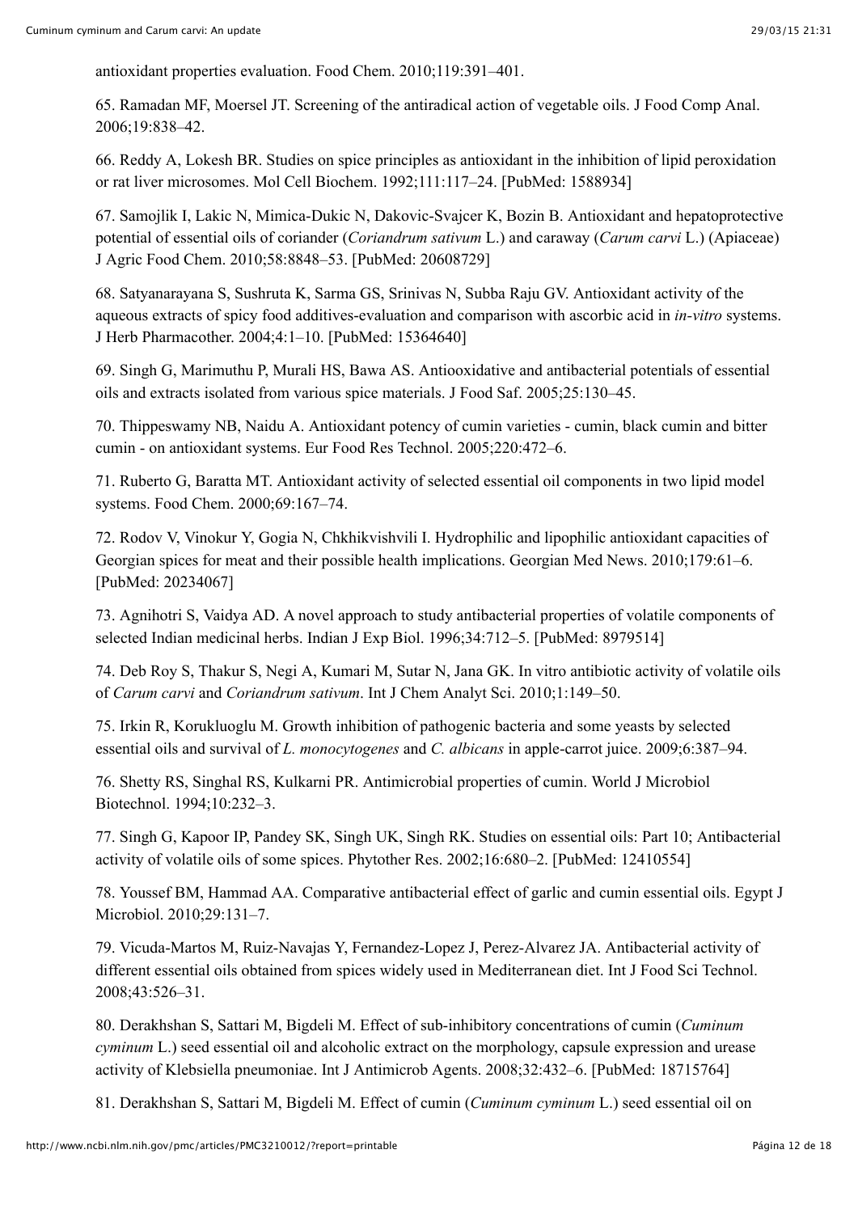antioxidant properties evaluation. Food Chem. 2010;119:391–401.

65. Ramadan MF, Moersel JT. Screening of the antiradical action of vegetable oils. J Food Comp Anal. 2006;19:838–42.

66. Reddy A, Lokesh BR. Studies on spice principles as antioxidant in the inhibition of lipid peroxidation or rat liver microsomes. Mol Cell Biochem. 1992;111:117–24. [PubMed: 1588934]

67. Samojlik I, Lakic N, Mimica-Dukic N, Dakovic-Svajcer K, Bozin B. Antioxidant and hepatoprotective potential of essential oils of coriander (*Coriandrum sativum* L.) and caraway (*Carum carvi* L.) (Apiaceae) J Agric Food Chem. 2010;58:8848–53. [PubMed: 20608729]

68. Satyanarayana S, Sushruta K, Sarma GS, Srinivas N, Subba Raju GV. Antioxidant activity of the aqueous extracts of spicy food additives-evaluation and comparison with ascorbic acid in *in-vitro* systems. J Herb Pharmacother. 2004;4:1–10. [PubMed: 15364640]

69. Singh G, Marimuthu P, Murali HS, Bawa AS. Antiooxidative and antibacterial potentials of essential oils and extracts isolated from various spice materials. J Food Saf. 2005;25:130–45.

70. Thippeswamy NB, Naidu A. Antioxidant potency of cumin varieties - cumin, black cumin and bitter cumin - on antioxidant systems. Eur Food Res Technol. 2005;220:472–6.

71. Ruberto G, Baratta MT. Antioxidant activity of selected essential oil components in two lipid model systems. Food Chem. 2000;69:167–74.

72. Rodov V, Vinokur Y, Gogia N, Chkhikvishvili I. Hydrophilic and lipophilic antioxidant capacities of Georgian spices for meat and their possible health implications. Georgian Med News. 2010;179:61–6. [PubMed: 20234067]

73. Agnihotri S, Vaidya AD. A novel approach to study antibacterial properties of volatile components of selected Indian medicinal herbs. Indian J Exp Biol. 1996;34:712–5. [PubMed: 8979514]

74. Deb Roy S, Thakur S, Negi A, Kumari M, Sutar N, Jana GK. In vitro antibiotic activity of volatile oils of *Carum carvi* and *Coriandrum sativum*. Int J Chem Analyt Sci. 2010;1:149–50.

75. Irkin R, Korukluoglu M. Growth inhibition of pathogenic bacteria and some yeasts by selected essential oils and survival of *L. monocytogenes* and *C. albicans* in apple-carrot juice. 2009;6:387–94.

76. Shetty RS, Singhal RS, Kulkarni PR. Antimicrobial properties of cumin. World J Microbiol Biotechnol. 1994;10:232–3.

77. Singh G, Kapoor IP, Pandey SK, Singh UK, Singh RK. Studies on essential oils: Part 10; Antibacterial activity of volatile oils of some spices. Phytother Res. 2002;16:680–2. [PubMed: 12410554]

78. Youssef BM, Hammad AA. Comparative antibacterial effect of garlic and cumin essential oils. Egypt J Microbiol. 2010;29:131–7.

79. Vicuda-Martos M, Ruiz-Navajas Y, Fernandez-Lopez J, Perez-Alvarez JA. Antibacterial activity of different essential oils obtained from spices widely used in Mediterranean diet. Int J Food Sci Technol. 2008;43:526–31.

80. Derakhshan S, Sattari M, Bigdeli M. Effect of sub-inhibitory concentrations of cumin (*Cuminum cyminum* L.) seed essential oil and alcoholic extract on the morphology, capsule expression and urease activity of Klebsiella pneumoniae. Int J Antimicrob Agents. 2008;32:432–6. [PubMed: 18715764]

81. Derakhshan S, Sattari M, Bigdeli M. Effect of cumin (*Cuminum cyminum* L.) seed essential oil on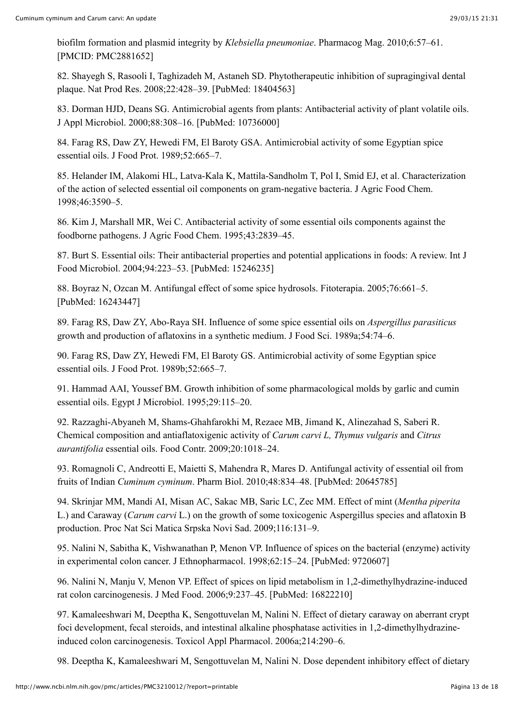biofilm formation and plasmid integrity by *Klebsiella pneumoniae*. Pharmacog Mag. 2010;6:57–61. [PMCID: PMC2881652]

82. Shayegh S, Rasooli I, Taghizadeh M, Astaneh SD. Phytotherapeutic inhibition of supragingival dental plaque. Nat Prod Res. 2008;22:428–39. [PubMed: 18404563]

83. Dorman HJD, Deans SG. Antimicrobial agents from plants: Antibacterial activity of plant volatile oils. J Appl Microbiol. 2000;88:308–16. [PubMed: 10736000]

84. Farag RS, Daw ZY, Hewedi FM, El Baroty GSA. Antimicrobial activity of some Egyptian spice essential oils. J Food Prot. 1989;52:665–7.

85. Helander IM, Alakomi HL, Latva-Kala K, Mattila-Sandholm T, Pol I, Smid EJ, et al. Characterization of the action of selected essential oil components on gram-negative bacteria. J Agric Food Chem. 1998;46:3590–5.

86. Kim J, Marshall MR, Wei C. Antibacterial activity of some essential oils components against the foodborne pathogens. J Agric Food Chem. 1995;43:2839–45.

87. Burt S. Essential oils: Their antibacterial properties and potential applications in foods: A review. Int J Food Microbiol. 2004;94:223–53. [PubMed: 15246235]

88. Boyraz N, Ozcan M. Antifungal effect of some spice hydrosols. Fitoterapia. 2005;76:661–5. [PubMed: 16243447]

89. Farag RS, Daw ZY, Abo-Raya SH. Influence of some spice essential oils on *Aspergillus parasiticus* growth and production of aflatoxins in a synthetic medium. J Food Sci. 1989a;54:74–6.

90. Farag RS, Daw ZY, Hewedi FM, El Baroty GS. Antimicrobial activity of some Egyptian spice essential oils. J Food Prot. 1989b;52:665–7.

91. Hammad AAI, Youssef BM. Growth inhibition of some pharmacological molds by garlic and cumin essential oils. Egypt J Microbiol. 1995;29:115–20.

92. Razzaghi-Abyaneh M, Shams-Ghahfarokhi M, Rezaee MB, Jimand K, Alinezahad S, Saberi R. Chemical composition and antiaflatoxigenic activity of *Carum carvi L, Thymus vulgaris* and *Citrus aurantifolia* essential oils. Food Contr. 2009;20:1018–24.

93. Romagnoli C, Andreotti E, Maietti S, Mahendra R, Mares D. Antifungal activity of essential oil from fruits of Indian *Cuminum cyminum*. Pharm Biol. 2010;48:834–48. [PubMed: 20645785]

94. Skrinjar MM, Mandi AI, Misan AC, Sakac MB, Saric LC, Zec MM. Effect of mint (*Mentha piperita* L.) and Caraway (*Carum carvi* L.) on the growth of some toxicogenic Aspergillus species and aflatoxin B production. Proc Nat Sci Matica Srpska Novi Sad. 2009;116:131–9.

95. Nalini N, Sabitha K, Vishwanathan P, Menon VP. Influence of spices on the bacterial (enzyme) activity in experimental colon cancer. J Ethnopharmacol. 1998;62:15–24. [PubMed: 9720607]

96. Nalini N, Manju V, Menon VP. Effect of spices on lipid metabolism in 1,2-dimethylhydrazine-induced rat colon carcinogenesis. J Med Food. 2006;9:237–45. [PubMed: 16822210]

97. Kamaleeshwari M, Deeptha K, Sengottuvelan M, Nalini N. Effect of dietary caraway on aberrant crypt foci development, fecal steroids, and intestinal alkaline phosphatase activities in 1,2-dimethylhydrazine-induced colon carcinogenesis. Toxicol Appl Pharmacol. 2006a;214:290–6.

98. Deeptha K, Kamaleeshwari M, Sengottuvelan M, Nalini N. Dose dependent inhibitory effect of dietary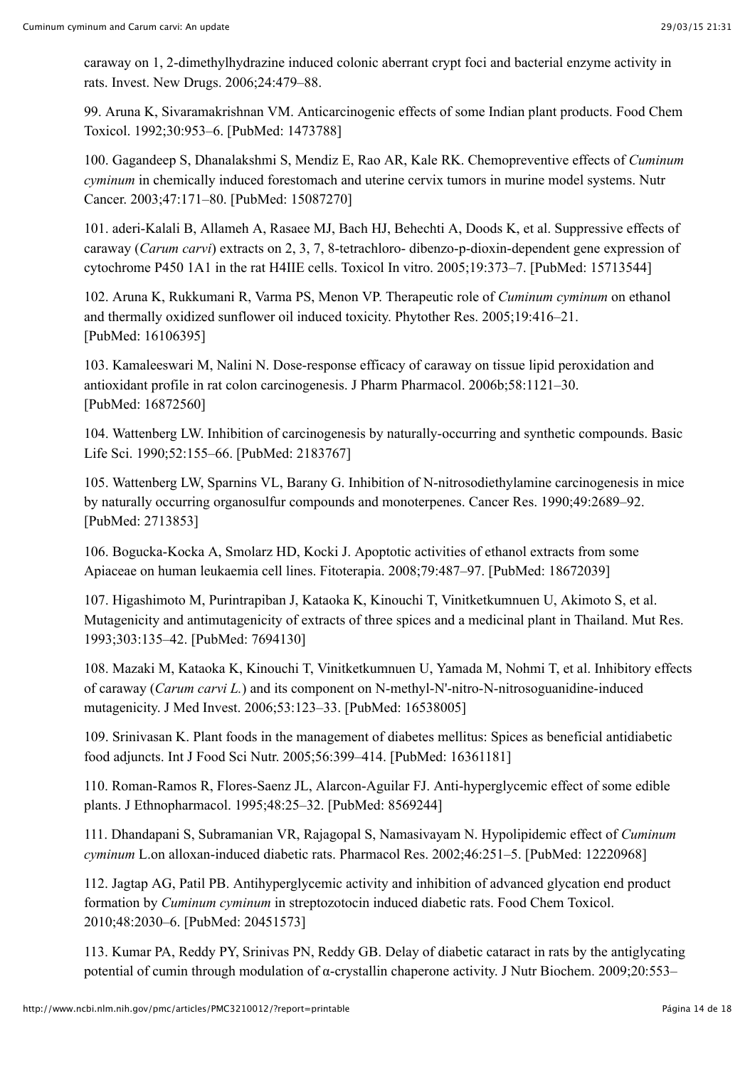caraway on 1, 2-dimethylhydrazine induced colonic aberrant crypt foci and bacterial enzyme activity in rats. Invest. New Drugs. 2006;24:479–88.

99. Aruna K, Sivaramakrishnan VM. Anticarcinogenic effects of some Indian plant products. Food Chem Toxicol. 1992;30:953–6. [PubMed: 1473788]

100. Gagandeep S, Dhanalakshmi S, Mendiz E, Rao AR, Kale RK. Chemopreventive effects of *Cuminum cyminum* in chemically induced forestomach and uterine cervix tumors in murine model systems. Nutr Cancer. 2003;47:171–80. [PubMed: 15087270]

101. aderi-Kalali B, Allameh A, Rasaee MJ, Bach HJ, Behechti A, Doods K, et al. Suppressive effects of caraway (*Carum carvi*) extracts on 2, 3, 7, 8-tetrachloro- dibenzo-p-dioxin-dependent gene expression of cytochrome P450 1A1 in the rat H4IIE cells. Toxicol In vitro. 2005;19:373–7. [PubMed: 15713544]

102. Aruna K, Rukkumani R, Varma PS, Menon VP. Therapeutic role of *Cuminum cyminum* on ethanol and thermally oxidized sunflower oil induced toxicity. Phytother Res. 2005;19:416–21. [PubMed: 16106395]

103. Kamaleeswari M, Nalini N. Dose-response efficacy of caraway on tissue lipid peroxidation and antioxidant profile in rat colon carcinogenesis. J Pharm Pharmacol. 2006b;58:1121–30. [PubMed: 16872560]

104. Wattenberg LW. Inhibition of carcinogenesis by naturally-occurring and synthetic compounds. Basic Life Sci. 1990;52:155–66. [PubMed: 2183767]

105. Wattenberg LW, Sparnins VL, Barany G. Inhibition of N-nitrosodiethylamine carcinogenesis in mice by naturally occurring organosulfur compounds and monoterpenes. Cancer Res. 1990;49:2689–92. [PubMed: 2713853]

106. Bogucka-Kocka A, Smolarz HD, Kocki J. Apoptotic activities of ethanol extracts from some Apiaceae on human leukaemia cell lines. Fitoterapia. 2008;79:487–97. [PubMed: 18672039]

107. Higashimoto M, Purintrapiban J, Kataoka K, Kinouchi T, Vinitketkumnuen U, Akimoto S, et al. Mutagenicity and antimutagenicity of extracts of three spices and a medicinal plant in Thailand. Mut Res. 1993;303:135–42. [PubMed: 7694130]

108. Mazaki M, Kataoka K, Kinouchi T, Vinitketkumnuen U, Yamada M, Nohmi T, et al. Inhibitory effects of caraway (*Carum carvi L.*) and its component on N-methyl-N'-nitro-N-nitrosoguanidine-induced mutagenicity. J Med Invest. 2006;53:123–33. [PubMed: 16538005]

109. Srinivasan K. Plant foods in the management of diabetes mellitus: Spices as beneficial antidiabetic food adjuncts. Int J Food Sci Nutr. 2005;56:399–414. [PubMed: 16361181]

110. Roman-Ramos R, Flores-Saenz JL, Alarcon-Aguilar FJ. Anti-hyperglycemic effect of some edible plants. J Ethnopharmacol. 1995;48:25–32. [PubMed: 8569244]

111. Dhandapani S, Subramanian VR, Rajagopal S, Namasivayam N. Hypolipidemic effect of *Cuminum cyminum* L.on alloxan-induced diabetic rats. Pharmacol Res. 2002;46:251–5. [PubMed: 12220968]

112. Jagtap AG, Patil PB. Antihyperglycemic activity and inhibition of advanced glycation end product formation by *Cuminum cyminum* in streptozotocin induced diabetic rats. Food Chem Toxicol. 2010;48:2030–6. [PubMed: 20451573]

113. Kumar PA, Reddy PY, Srinivas PN, Reddy GB. Delay of diabetic cataract in rats by the antiglycating potential of cumin through modulation of α-crystallin chaperone activity. J Nutr Biochem. 2009;20:553–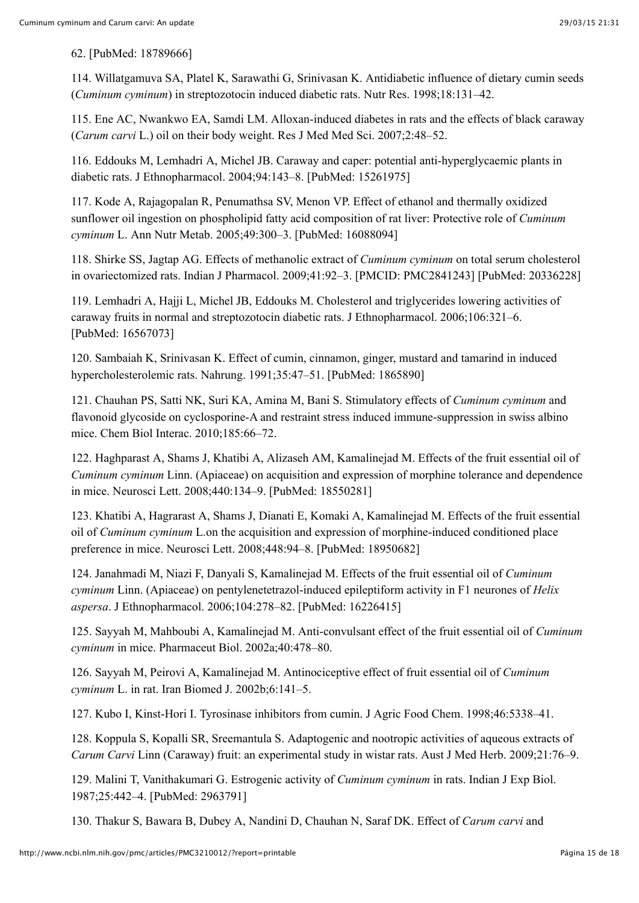62. [PubMed: 18789666]

114. Willatgamuva SA, Platel K, Sarawathi G, Srinivasan K. Antidiabetic influence of dietary cumin seeds (*Cuminum cyminum*) in streptozotocin induced diabetic rats. Nutr Res. 1998;18:131–42.

115. Ene AC, Nwankwo EA, Samdi LM. Alloxan-induced diabetes in rats and the effects of black caraway (*Carum carvi* L.) oil on their body weight. Res J Med Med Sci. 2007;2:48–52.

116. Eddouks M, Lemhadri A, Michel JB. Caraway and caper: potential anti-hyperglycaemic plants in diabetic rats. J Ethnopharmacol. 2004;94:143–8. [PubMed: 15261975]

117. Kode A, Rajagopalan R, Penumathsa SV, Menon VP. Effect of ethanol and thermally oxidized sunflower oil ingestion on phospholipid fatty acid composition of rat liver: Protective role of *Cuminum cyminum* L. Ann Nutr Metab. 2005;49:300–3. [PubMed: 16088094]

118. Shirke SS, Jagtap AG. Effects of methanolic extract of *Cuminum cyminum* on total serum cholesterol in ovariectomized rats. Indian J Pharmacol. 2009;41:92–3. [PMCID: PMC2841243] [PubMed: 20336228]

119. Lemhadri A, Hajji L, Michel JB, Eddouks M. Cholesterol and triglycerides lowering activities of caraway fruits in normal and streptozotocin diabetic rats. J Ethnopharmacol. 2006;106:321–6. [PubMed: 16567073]

120. Sambaiah K, Srinivasan K. Effect of cumin, cinnamon, ginger, mustard and tamarind in induced hypercholesterolemic rats. Nahrung. 1991;35:47–51. [PubMed: 1865890]

121. Chauhan PS, Satti NK, Suri KA, Amina M, Bani S. Stimulatory effects of *Cuminum cyminum* and flavonoid glycoside on cyclosporine-A and restraint stress induced immune-suppression in swiss albino mice. Chem Biol Interac. 2010;185:66–72.

122. Haghparast A, Shams J, Khatibi A, Alizaseh AM, Kamalinejad M. Effects of the fruit essential oil of *Cuminum cyminum* Linn. (Apiaceae) on acquisition and expression of morphine tolerance and dependence in mice. Neurosci Lett. 2008;440:134–9. [PubMed: 18550281]

123. Khatibi A, Hagrarast A, Shams J, Dianati E, Komaki A, Kamalinejad M. Effects of the fruit essential oil of *Cuminum cyminum* L.on the acquisition and expression of morphine-induced conditioned place preference in mice. Neurosci Lett. 2008;448:94–8. [PubMed: 18950682]

124. Janahmadi M, Niazi F, Danyali S, Kamalinejad M. Effects of the fruit essential oil of *Cuminum cyminum* Linn. (Apiaceae) on pentylenetetrazol-induced epileptiform activity in F1 neurones of *Helix aspersa*. J Ethnopharmacol. 2006;104:278–82. [PubMed: 16226415]

125. Sayyah M, Mahboubi A, Kamalinejad M. Anti-convulsant effect of the fruit essential oil of *Cuminum cyminum* in mice. Pharmaceut Biol. 2002a;40:478–80.

126. Sayyah M, Peirovi A, Kamalinejad M. Antinociceptive effect of fruit essential oil of *Cuminum cyminum* L. in rat. Iran Biomed J. 2002b;6:141–5.

127. Kubo I, Kinst-Hori I. Tyrosinase inhibitors from cumin. J Agric Food Chem. 1998;46:5338–41.

128. Koppula S, Kopalli SR, Sreemantula S. Adaptogenic and nootropic activities of aqueous extracts of *Carum Carvi* Linn (Caraway) fruit: an experimental study in wistar rats. Aust J Med Herb. 2009;21:76–9.

129. Malini T, Vanithakumari G. Estrogenic activity of *Cuminum cyminum* in rats. Indian J Exp Biol. 1987;25:442–4. [PubMed: 2963791]

130. Thakur S, Bawara B, Dubey A, Nandini D, Chauhan N, Saraf DK. Effect of *Carum carvi* and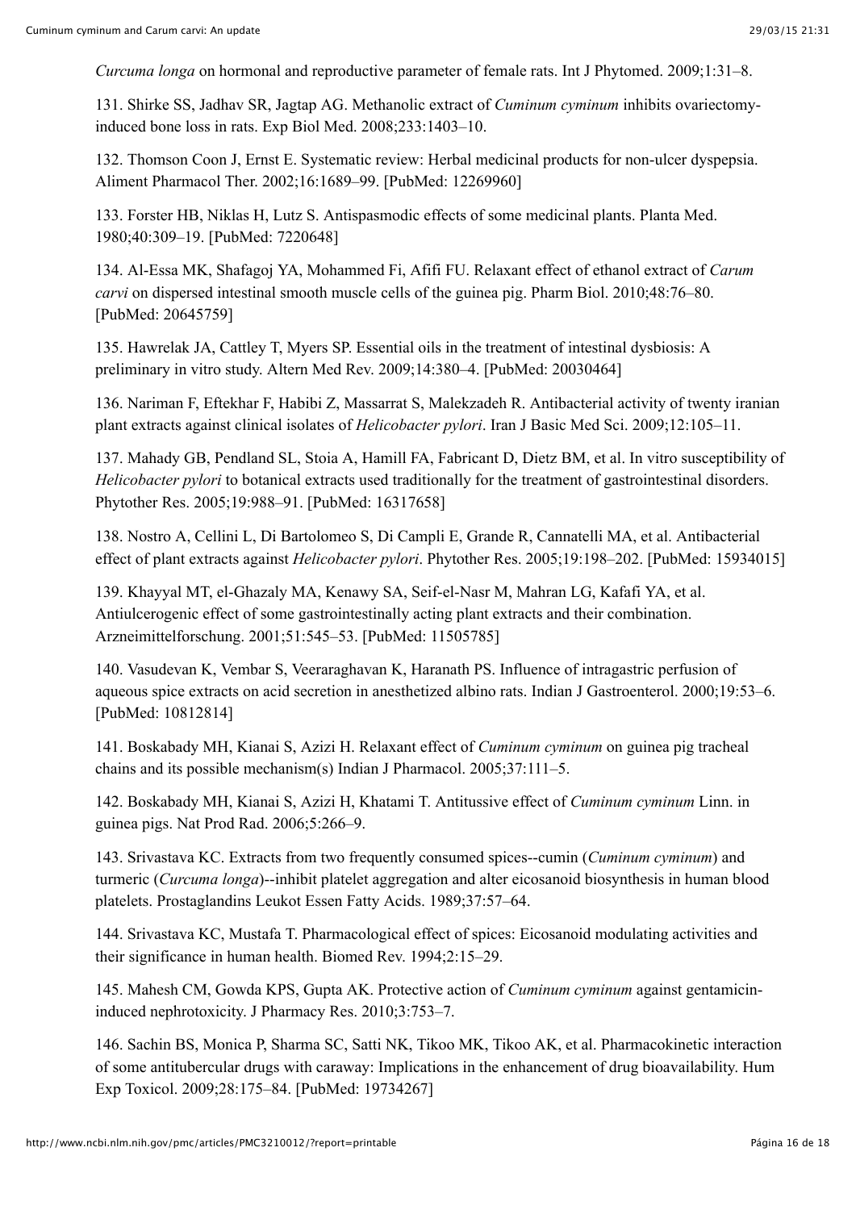*Curcuma longa* on hormonal and reproductive parameter of female rats. Int J Phytomed. 2009;1:31–8.

131. Shirke SS, Jadhav SR, Jagtap AG. Methanolic extract of *Cuminum cyminum* inhibits ovariectomy-induced bone loss in rats. Exp Biol Med. 2008;233:1403–10.

132. Thomson Coon J, Ernst E. Systematic review: Herbal medicinal products for non-ulcer dyspepsia. Aliment Pharmacol Ther. 2002;16:1689–99. [PubMed: 12269960]

133. Forster HB, Niklas H, Lutz S. Antispasmodic effects of some medicinal plants. Planta Med. 1980;40:309–19. [PubMed: 7220648]

134. Al-Essa MK, Shafagoj YA, Mohammed Fi, Afifi FU. Relaxant effect of ethanol extract of *Carum carvi* on dispersed intestinal smooth muscle cells of the guinea pig. Pharm Biol. 2010;48:76–80. [PubMed: 20645759]

135. Hawrelak JA, Cattley T, Myers SP. Essential oils in the treatment of intestinal dysbiosis: A preliminary in vitro study. Altern Med Rev. 2009;14:380–4. [PubMed: 20030464]

136. Nariman F, Eftekhar F, Habibi Z, Massarrat S, Malekzadeh R. Antibacterial activity of twenty iranian plant extracts against clinical isolates of *Helicobacter pylori*. Iran J Basic Med Sci. 2009;12:105–11.

137. Mahady GB, Pendland SL, Stoia A, Hamill FA, Fabricant D, Dietz BM, et al. In vitro susceptibility of *Helicobacter pylori* to botanical extracts used traditionally for the treatment of gastrointestinal disorders. Phytother Res. 2005;19:988–91. [PubMed: 16317658]

138. Nostro A, Cellini L, Di Bartolomeo S, Di Campli E, Grande R, Cannatelli MA, et al. Antibacterial effect of plant extracts against *Helicobacter pylori*. Phytother Res. 2005;19:198–202. [PubMed: 15934015]

139. Khayyal MT, el-Ghazaly MA, Kenawy SA, Seif-el-Nasr M, Mahran LG, Kafafi YA, et al. Antiulcerogenic effect of some gastrointestinally acting plant extracts and their combination. Arzneimittelforschung. 2001;51:545–53. [PubMed: 11505785]

140. Vasudevan K, Vembar S, Veeraraghavan K, Haranath PS. Influence of intragastric perfusion of aqueous spice extracts on acid secretion in anesthetized albino rats. Indian J Gastroenterol. 2000;19:53–6. [PubMed: 10812814]

141. Boskabady MH, Kianai S, Azizi H. Relaxant effect of *Cuminum cyminum* on guinea pig tracheal chains and its possible mechanism(s) Indian J Pharmacol. 2005;37:111–5.

142. Boskabady MH, Kianai S, Azizi H, Khatami T. Antitussive effect of *Cuminum cyminum* Linn. in guinea pigs. Nat Prod Rad. 2006;5:266–9.

143. Srivastava KC. Extracts from two frequently consumed spices--cumin (*Cuminum cyminum*) and turmeric (*Curcuma longa*)--inhibit platelet aggregation and alter eicosanoid biosynthesis in human blood platelets. Prostaglandins Leukot Essen Fatty Acids. 1989;37:57–64.

144. Srivastava KC, Mustafa T. Pharmacological effect of spices: Eicosanoid modulating activities and their significance in human health. Biomed Rev. 1994;2:15–29.

145. Mahesh CM, Gowda KPS, Gupta AK. Protective action of *Cuminum cyminum* against gentamicin-induced nephrotoxicity. J Pharmacy Res. 2010;3:753–7.

146. Sachin BS, Monica P, Sharma SC, Satti NK, Tikoo MK, Tikoo AK, et al. Pharmacokinetic interaction of some antitubercular drugs with caraway: Implications in the enhancement of drug bioavailability. Hum Exp Toxicol. 2009;28:175–84. [PubMed: 19734267]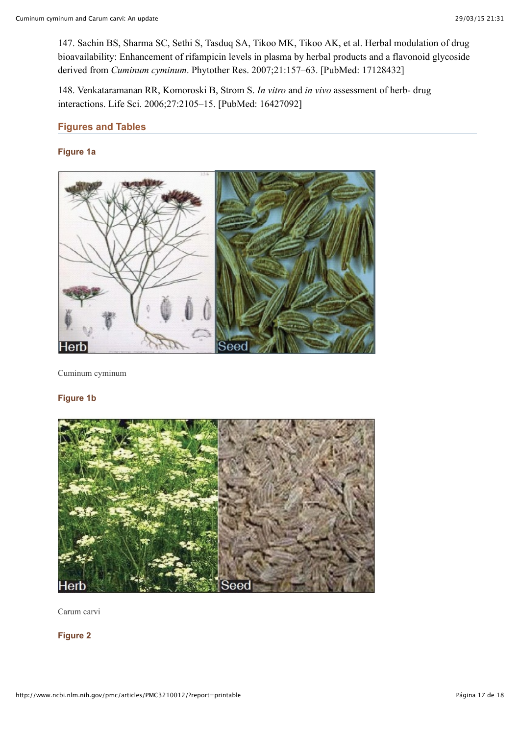147. Sachin BS, Sharma SC, Sethi S, Tasduq SA, Tikoo MK, Tikoo AK, et al. Herbal modulation of drug bioavailability: Enhancement of rifampicin levels in plasma by herbal products and a flavonoid glycoside derived from *Cuminum cyminum*. Phytother Res. 2007;21:157–63. [PubMed: 17128432]

148. Venkataramanan RR, Komoroski B, Strom S. *In vitro* and *in vivo* assessment of herb- drug interactions. Life Sci. 2006;27:2105–15. [PubMed: 16427092]

## Figures and Tables

### Figure 1a

Cuminum cyminum

### Figure 1b

Carum carvi

### Figure 2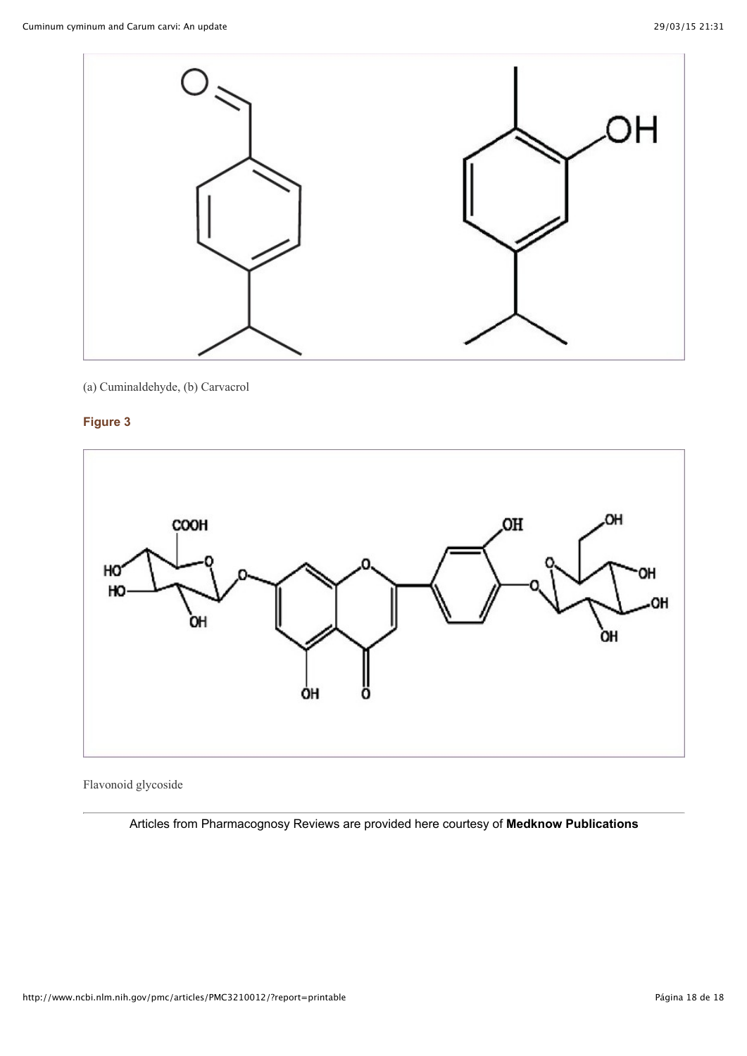(a) Cuminaldehyde, (b) Carvacrol

**Figure 3**

Flavonoid glycoside

Articles from Pharmacognosy Reviews are provided here courtesy of **Medknow Publications**